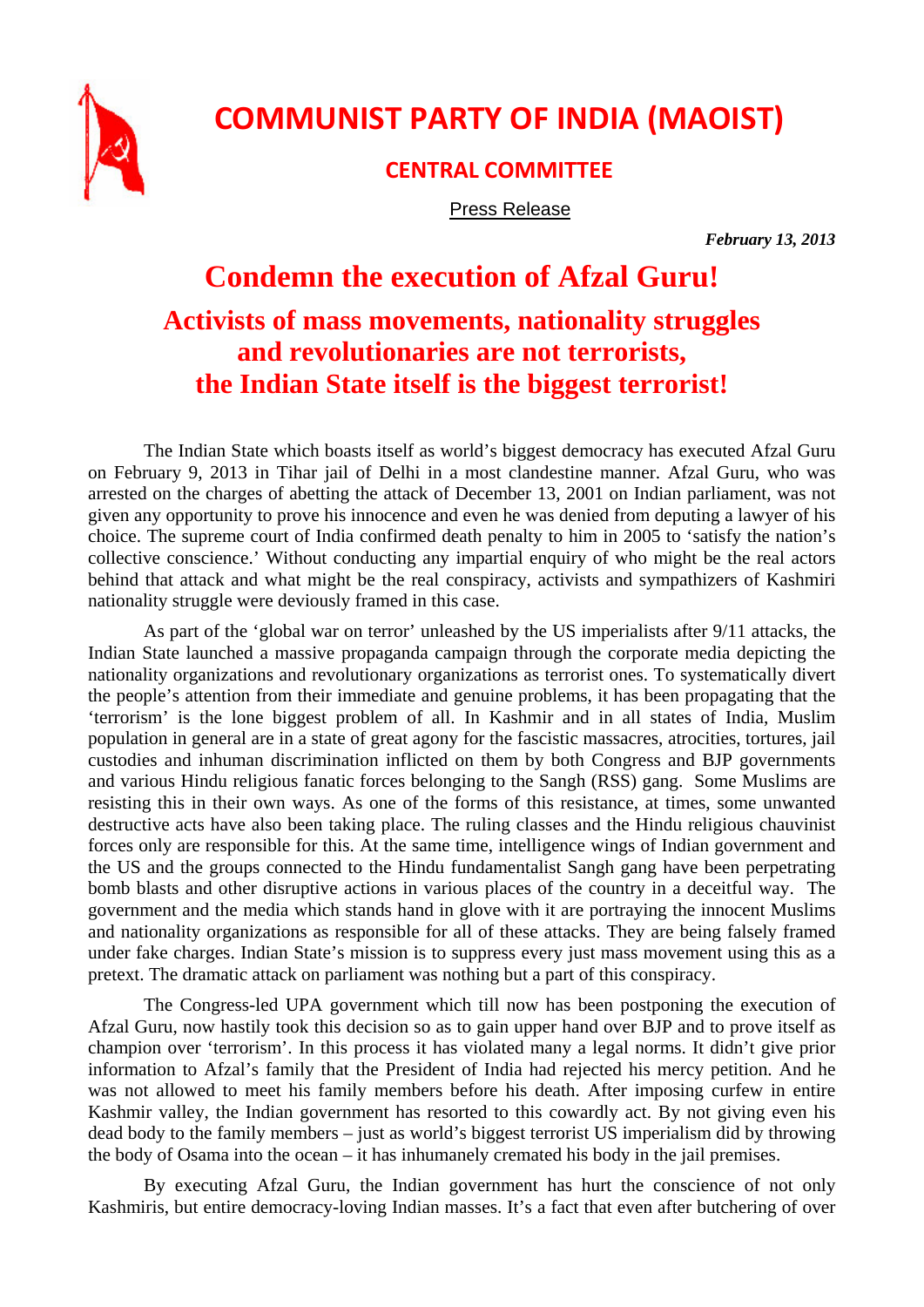# COMMUNIST PARTY OF INDIA (MAOIST)

## CENTRAL COMMITTEE

Press Release

***February 13, 2013***

# Condemn the execution of Afzal Guru!

## Activists of mass movements, nationality struggles and revolutionaries are not terrorists, the Indian State itself is the biggest terrorist!

The Indian State which boasts itself as world's biggest democracy has executed Afzal Guru on February 9, 2013 in Tihar jail of Delhi in a most clandestine manner. Afzal Guru, who was arrested on the charges of abetting the attack of December 13, 2001 on Indian parliament, was not given any opportunity to prove his innocence and even he was denied from deputing a lawyer of his choice. The supreme court of India confirmed death penalty to him in 2005 to 'satisfy the nation's collective conscience.' Without conducting any impartial enquiry of who might be the real actors behind that attack and what might be the real conspiracy, activists and sympathizers of Kashmiri nationality struggle were deviously framed in this case.

As part of the 'global war on terror' unleashed by the US imperialists after 9/11 attacks, the Indian State launched a massive propaganda campaign through the corporate media depicting the nationality organizations and revolutionary organizations as terrorist ones. To systematically divert the people's attention from their immediate and genuine problems, it has been propagating that the 'terrorism' is the lone biggest problem of all. In Kashmir and in all states of India, Muslim population in general are in a state of great agony for the fascistic massacres, atrocities, tortures, jail custodies and inhuman discrimination inflicted on them by both Congress and BJP governments and various Hindu religious fanatic forces belonging to the Sangh (RSS) gang. Some Muslims are resisting this in their own ways. As one of the forms of this resistance, at times, some unwanted destructive acts have also been taking place. The ruling classes and the Hindu religious chauvinist forces only are responsible for this. At the same time, intelligence wings of Indian government and the US and the groups connected to the Hindu fundamentalist Sangh gang have been perpetrating bomb blasts and other disruptive actions in various places of the country in a deceitful way. The government and the media which stands hand in glove with it are portraying the innocent Muslims and nationality organizations as responsible for all of these attacks. They are being falsely framed under fake charges. Indian State's mission is to suppress every just mass movement using this as a pretext. The dramatic attack on parliament was nothing but a part of this conspiracy.

The Congress-led UPA government which till now has been postponing the execution of Afzal Guru, now hastily took this decision so as to gain upper hand over BJP and to prove itself as champion over 'terrorism'. In this process it has violated many a legal norms. It didn't give prior information to Afzal's family that the President of India had rejected his mercy petition. And he was not allowed to meet his family members before his death. After imposing curfew in entire Kashmir valley, the Indian government has resorted to this cowardly act. By not giving even his dead body to the family members – just as world's biggest terrorist US imperialism did by throwing the body of Osama into the ocean – it has inhumanely cremated his body in the jail premises.

By executing Afzal Guru, the Indian government has hurt the conscience of not only Kashmiris, but entire democracy-loving Indian masses. It's a fact that even after butchering of over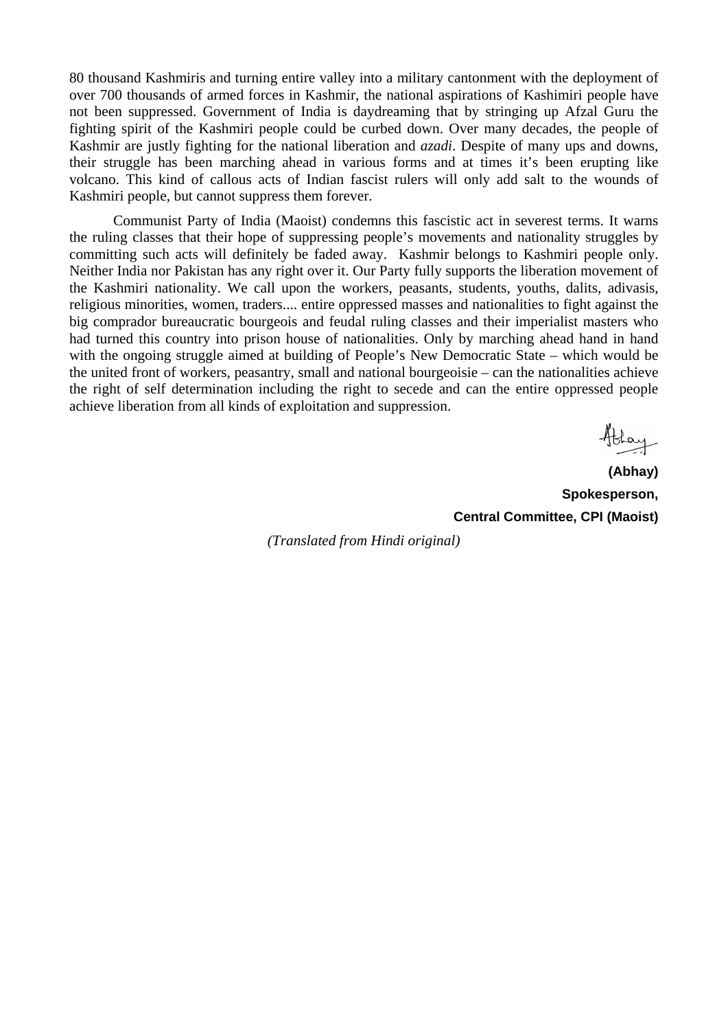80 thousand Kashmiris and turning entire valley into a military cantonment with the deployment of over 700 thousands of armed forces in Kashmir, the national aspirations of Kashimiri people have not been suppressed. Government of India is daydreaming that by stringing up Afzal Guru the fighting spirit of the Kashmiri people could be curbed down. Over many decades, the people of Kashmir are justly fighting for the national liberation and *azadi*. Despite of many ups and downs, their struggle has been marching ahead in various forms and at times it's been erupting like volcano. This kind of callous acts of Indian fascist rulers will only add salt to the wounds of Kashmiri people, but cannot suppress them forever.

Communist Party of India (Maoist) condemns this fascistic act in severest terms. It warns the ruling classes that their hope of suppressing people's movements and nationality struggles by committing such acts will definitely be faded away. Kashmir belongs to Kashmiri people only. Neither India nor Pakistan has any right over it. Our Party fully supports the liberation movement of the Kashmiri nationality. We call upon the workers, peasants, students, youths, dalits, adivasis, religious minorities, women, traders.... entire oppressed masses and nationalities to fight against the big comprador bureaucratic bourgeois and feudal ruling classes and their imperialist masters who had turned this country into prison house of nationalities. Only by marching ahead hand in hand with the ongoing struggle aimed at building of People's New Democratic State – which would be the united front of workers, peasantry, small and national bourgeoisie – can the nationalities achieve the right of self determination including the right to secede and can the entire oppressed people achieve liberation from all kinds of exploitation and suppression.

Abhay

**(Abhay)**

**Spokesperson,**

**Central Committee, CPI (Maoist)**

*(Translated from Hindi original)*